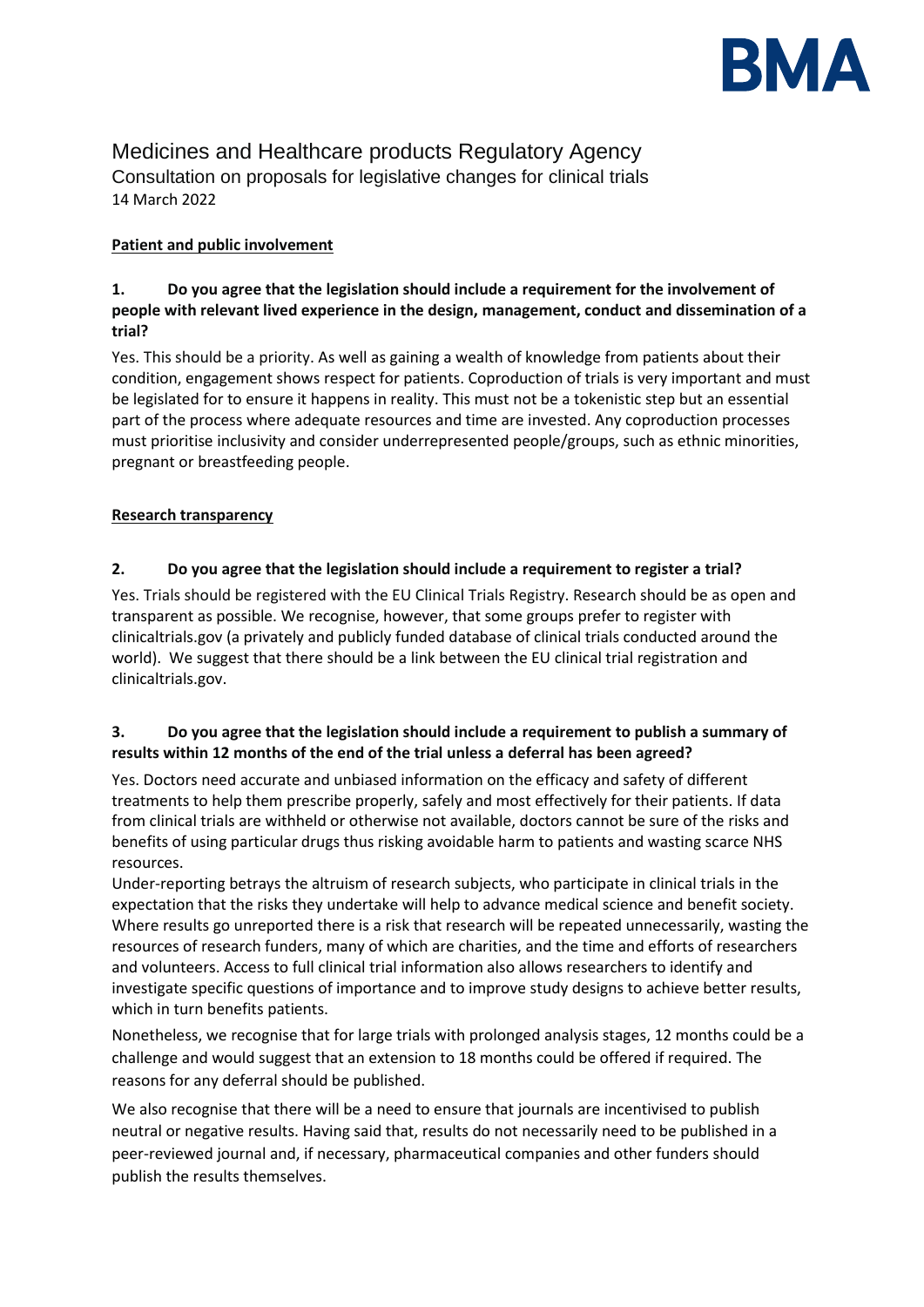BMA

# Medicines and Healthcare products Regulatory Agency

## Consultation on proposals for legislative changes for clinical trials

14 March 2022

**Patient and public involvement**

**1. Do you agree that the legislation should include a requirement for the involvement of people with relevant lived experience in the design, management, conduct and dissemination of a trial?**

Yes. This should be a priority. As well as gaining a wealth of knowledge from patients about their condition, engagement shows respect for patients. Coproduction of trials is very important and must be legislated for to ensure it happens in reality. This must not be a tokenistic step but an essential part of the process where adequate resources and time are invested. Any coproduction processes must prioritise inclusivity and consider underrepresented people/groups, such as ethnic minorities, pregnant or breastfeeding people.

**Research transparency**

**2. Do you agree that the legislation should include a requirement to register a trial?**

Yes. Trials should be registered with the EU Clinical Trials Registry. Research should be as open and transparent as possible. We recognise, however, that some groups prefer to register with clinicaltrials.gov (a privately and publicly funded database of clinical trials conducted around the world). We suggest that there should be a link between the EU clinical trial registration and clinicaltrials.gov.

**3. Do you agree that the legislation should include a requirement to publish a summary of results within 12 months of the end of the trial unless a deferral has been agreed?**

Yes. Doctors need accurate and unbiased information on the efficacy and safety of different treatments to help them prescribe properly, safely and most effectively for their patients. If data from clinical trials are withheld or otherwise not available, doctors cannot be sure of the risks and benefits of using particular drugs thus risking avoidable harm to patients and wasting scarce NHS resources.

Under-reporting betrays the altruism of research subjects, who participate in clinical trials in the expectation that the risks they undertake will help to advance medical science and benefit society. Where results go unreported there is a risk that research will be repeated unnecessarily, wasting the resources of research funders, many of which are charities, and the time and efforts of researchers and volunteers. Access to full clinical trial information also allows researchers to identify and investigate specific questions of importance and to improve study designs to achieve better results, which in turn benefits patients.

Nonetheless, we recognise that for large trials with prolonged analysis stages, 12 months could be a challenge and would suggest that an extension to 18 months could be offered if required. The reasons for any deferral should be published.

We also recognise that there will be a need to ensure that journals are incentivised to publish neutral or negative results. Having said that, results do not necessarily need to be published in a peer-reviewed journal and, if necessary, pharmaceutical companies and other funders should publish the results themselves.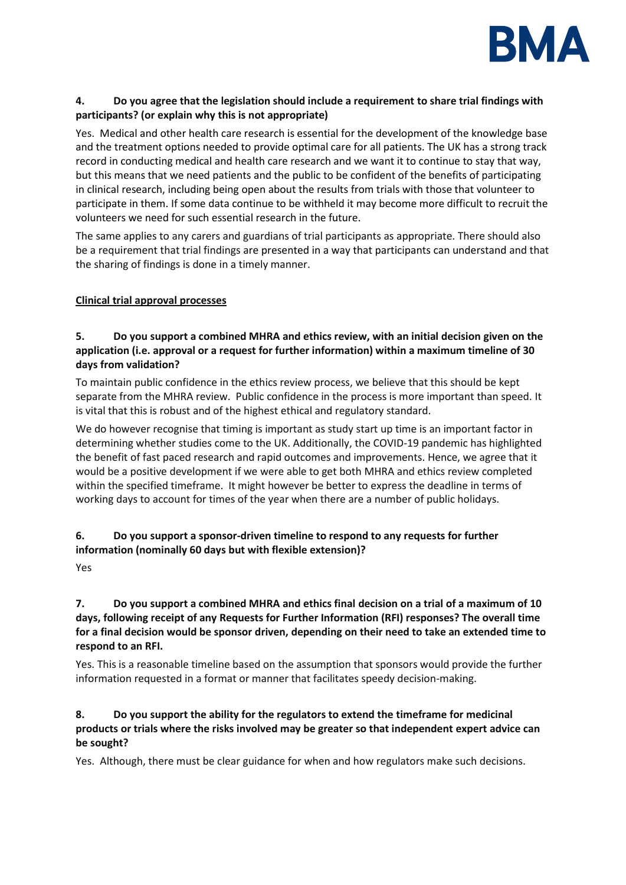**4. Do you agree that the legislation should include a requirement to share trial findings with participants? (or explain why this is not appropriate)**

Yes. Medical and other health care research is essential for the development of the knowledge base and the treatment options needed to provide optimal care for all patients. The UK has a strong track record in conducting medical and health care research and we want it to continue to stay that way, but this means that we need patients and the public to be confident of the benefits of participating in clinical research, including being open about the results from trials with those that volunteer to participate in them. If some data continue to be withheld it may become more difficult to recruit the volunteers we need for such essential research in the future.

The same applies to any carers and guardians of trial participants as appropriate. There should also be a requirement that trial findings are presented in a way that participants can understand and that the sharing of findings is done in a timely manner.

**Clinical trial approval processes**

**5. Do you support a combined MHRA and ethics review, with an initial decision given on the application (i.e. approval or a request for further information) within a maximum timeline of 30 days from validation?**

To maintain public confidence in the ethics review process, we believe that this should be kept separate from the MHRA review. Public confidence in the process is more important than speed. It is vital that this is robust and of the highest ethical and regulatory standard.

We do however recognise that timing is important as study start up time is an important factor in determining whether studies come to the UK. Additionally, the COVID-19 pandemic has highlighted the benefit of fast paced research and rapid outcomes and improvements. Hence, we agree that it would be a positive development if we were able to get both MHRA and ethics review completed within the specified timeframe. It might however be better to express the deadline in terms of working days to account for times of the year when there are a number of public holidays.

**6. Do you support a sponsor-driven timeline to respond to any requests for further information (nominally 60 days but with flexible extension)?**

Yes

**7. Do you support a combined MHRA and ethics final decision on a trial of a maximum of 10 days, following receipt of any Requests for Further Information (RFI) responses? The overall time for a final decision would be sponsor driven, depending on their need to take an extended time to respond to an RFI.**

Yes. This is a reasonable timeline based on the assumption that sponsors would provide the further information requested in a format or manner that facilitates speedy decision-making.

**8. Do you support the ability for the regulators to extend the timeframe for medicinal products or trials where the risks involved may be greater so that independent expert advice can be sought?**

Yes. Although, there must be clear guidance for when and how regulators make such decisions.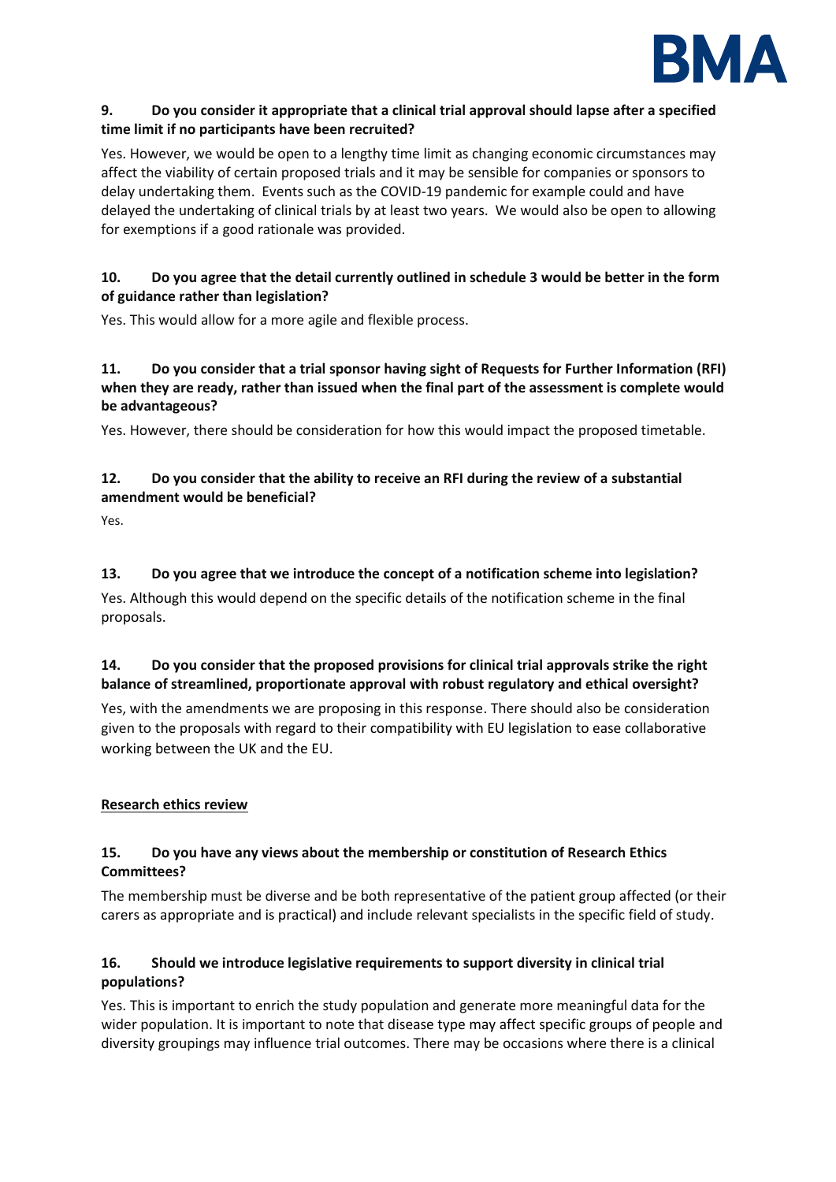**9. Do you consider it appropriate that a clinical trial approval should lapse after a specified time limit if no participants have been recruited?**

Yes. However, we would be open to a lengthy time limit as changing economic circumstances may affect the viability of certain proposed trials and it may be sensible for companies or sponsors to delay undertaking them. Events such as the COVID-19 pandemic for example could and have delayed the undertaking of clinical trials by at least two years. We would also be open to allowing for exemptions if a good rationale was provided.

**10. Do you agree that the detail currently outlined in schedule 3 would be better in the form of guidance rather than legislation?**

Yes. This would allow for a more agile and flexible process.

**11. Do you consider that a trial sponsor having sight of Requests for Further Information (RFI) when they are ready, rather than issued when the final part of the assessment is complete would be advantageous?**

Yes. However, there should be consideration for how this would impact the proposed timetable.

**12. Do you consider that the ability to receive an RFI during the review of a substantial amendment would be beneficial?**

Yes.

**13. Do you agree that we introduce the concept of a notification scheme into legislation?**

Yes. Although this would depend on the specific details of the notification scheme in the final proposals.

**14. Do you consider that the proposed provisions for clinical trial approvals strike the right balance of streamlined, proportionate approval with robust regulatory and ethical oversight?**

Yes, with the amendments we are proposing in this response. There should also be consideration given to the proposals with regard to their compatibility with EU legislation to ease collaborative working between the UK and the EU.

**Research ethics review**

**15. Do you have any views about the membership or constitution of Research Ethics Committees?**

The membership must be diverse and be both representative of the patient group affected (or their carers as appropriate and is practical) and include relevant specialists in the specific field of study.

**16. Should we introduce legislative requirements to support diversity in clinical trial populations?**

Yes. This is important to enrich the study population and generate more meaningful data for the wider population. It is important to note that disease type may affect specific groups of people and diversity groupings may influence trial outcomes. There may be occasions where there is a clinical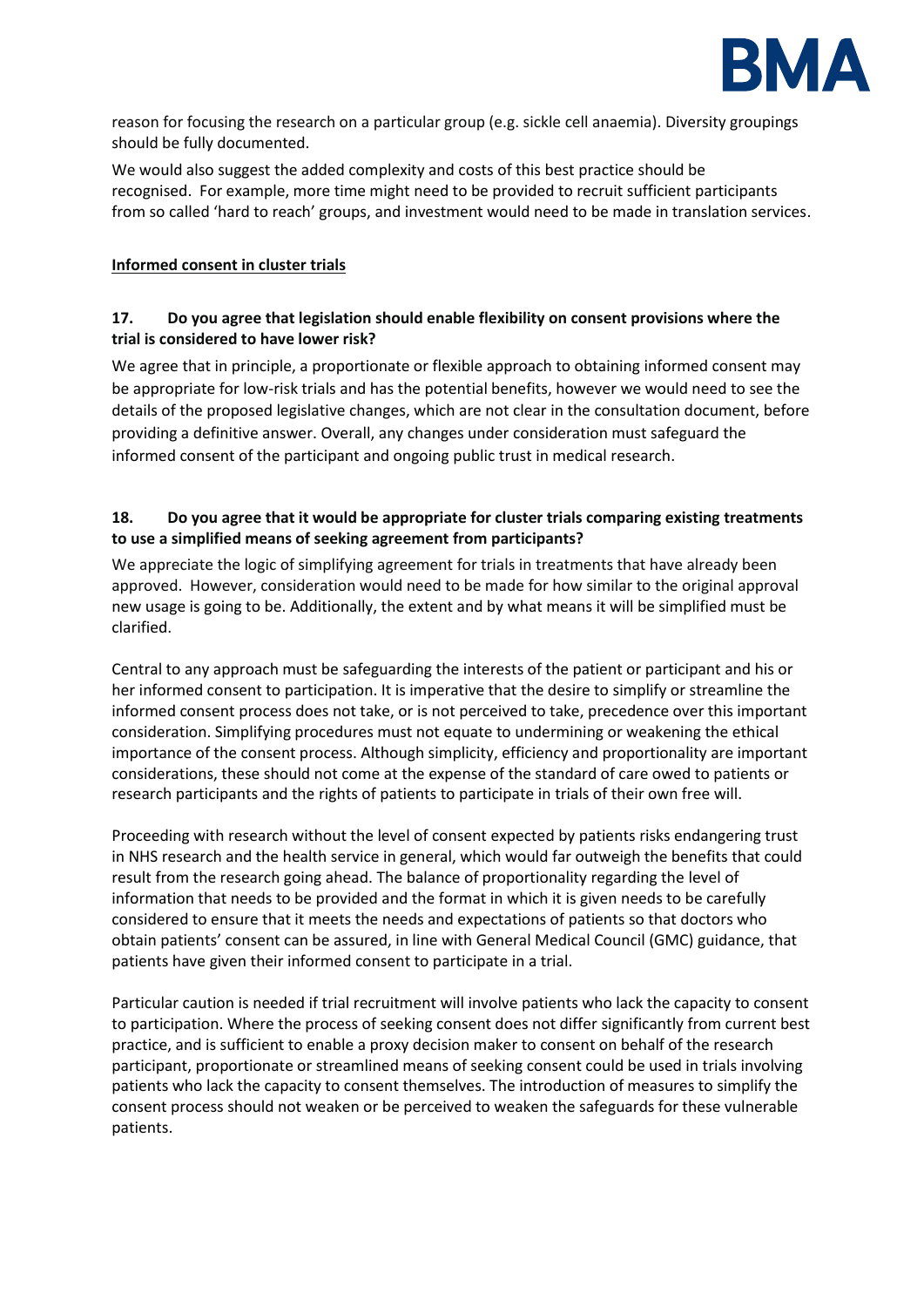reason for focusing the research on a particular group (e.g. sickle cell anaemia). Diversity groupings should be fully documented.

We would also suggest the added complexity and costs of this best practice should be recognised. For example, more time might need to be provided to recruit sufficient participants from so called 'hard to reach' groups, and investment would need to be made in translation services.

## Informed consent in cluster trials

**17. Do you agree that legislation should enable flexibility on consent provisions where the trial is considered to have lower risk?**

We agree that in principle, a proportionate or flexible approach to obtaining informed consent may be appropriate for low-risk trials and has the potential benefits, however we would need to see the details of the proposed legislative changes, which are not clear in the consultation document, before providing a definitive answer. Overall, any changes under consideration must safeguard the informed consent of the participant and ongoing public trust in medical research.

**18. Do you agree that it would be appropriate for cluster trials comparing existing treatments to use a simplified means of seeking agreement from participants?**

We appreciate the logic of simplifying agreement for trials in treatments that have already been approved. However, consideration would need to be made for how similar to the original approval new usage is going to be. Additionally, the extent and by what means it will be simplified must be clarified.

Central to any approach must be safeguarding the interests of the patient or participant and his or her informed consent to participation. It is imperative that the desire to simplify or streamline the informed consent process does not take, or is not perceived to take, precedence over this important consideration. Simplifying procedures must not equate to undermining or weakening the ethical importance of the consent process. Although simplicity, efficiency and proportionality are important considerations, these should not come at the expense of the standard of care owed to patients or research participants and the rights of patients to participate in trials of their own free will.

Proceeding with research without the level of consent expected by patients risks endangering trust in NHS research and the health service in general, which would far outweigh the benefits that could result from the research going ahead. The balance of proportionality regarding the level of information that needs to be provided and the format in which it is given needs to be carefully considered to ensure that it meets the needs and expectations of patients so that doctors who obtain patients' consent can be assured, in line with General Medical Council (GMC) guidance, that patients have given their informed consent to participate in a trial.

Particular caution is needed if trial recruitment will involve patients who lack the capacity to consent to participation. Where the process of seeking consent does not differ significantly from current best practice, and is sufficient to enable a proxy decision maker to consent on behalf of the research participant, proportionate or streamlined means of seeking consent could be used in trials involving patients who lack the capacity to consent themselves. The introduction of measures to simplify the consent process should not weaken or be perceived to weaken the safeguards for these vulnerable patients.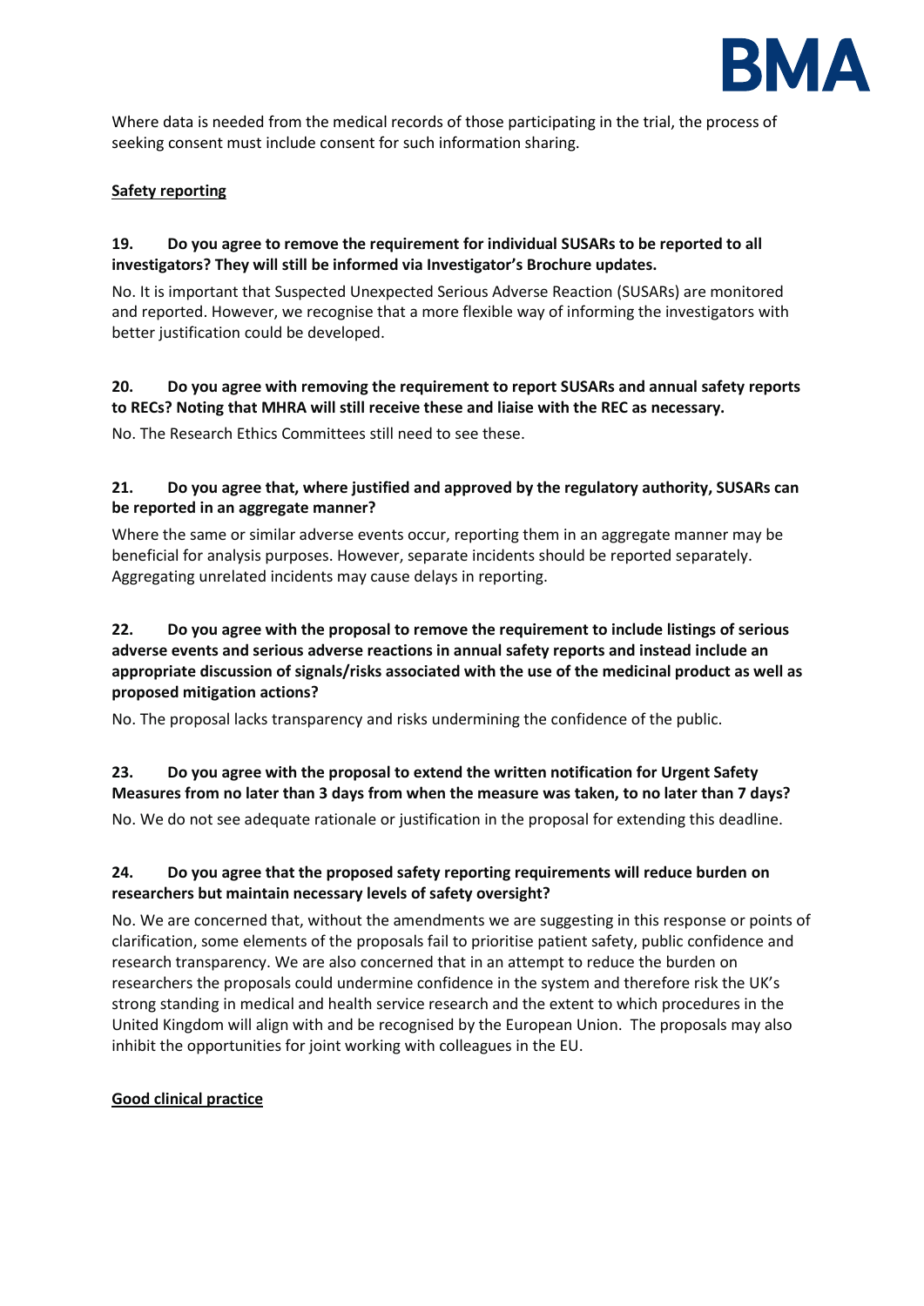Where data is needed from the medical records of those participating in the trial, the process of seeking consent must include consent for such information sharing.

**<u>Safety reporting</u>**

**19. Do you agree to remove the requirement for individual SUSARs to be reported to all investigators? They will still be informed via Investigator's Brochure updates.**

No. It is important that Suspected Unexpected Serious Adverse Reaction (SUSARs) are monitored and reported. However, we recognise that a more flexible way of informing the investigators with better justification could be developed.

**20. Do you agree with removing the requirement to report SUSARs and annual safety reports to RECs? Noting that MHRA will still receive these and liaise with the REC as necessary.**

No. The Research Ethics Committees still need to see these.

**21. Do you agree that, where justified and approved by the regulatory authority, SUSARs can be reported in an aggregate manner?**

Where the same or similar adverse events occur, reporting them in an aggregate manner may be beneficial for analysis purposes. However, separate incidents should be reported separately. Aggregating unrelated incidents may cause delays in reporting.

**22. Do you agree with the proposal to remove the requirement to include listings of serious adverse events and serious adverse reactions in annual safety reports and instead include an appropriate discussion of signals/risks associated with the use of the medicinal product as well as proposed mitigation actions?**

No. The proposal lacks transparency and risks undermining the confidence of the public.

**23. Do you agree with the proposal to extend the written notification for Urgent Safety Measures from no later than 3 days from when the measure was taken, to no later than 7 days?**

No. We do not see adequate rationale or justification in the proposal for extending this deadline.

**24. Do you agree that the proposed safety reporting requirements will reduce burden on researchers but maintain necessary levels of safety oversight?**

No. We are concerned that, without the amendments we are suggesting in this response or points of clarification, some elements of the proposals fail to prioritise patient safety, public confidence and research transparency. We are also concerned that in an attempt to reduce the burden on researchers the proposals could undermine confidence in the system and therefore risk the UK's strong standing in medical and health service research and the extent to which procedures in the United Kingdom will align with and be recognised by the European Union. The proposals may also inhibit the opportunities for joint working with colleagues in the EU.

**<u>Good clinical practice</u>**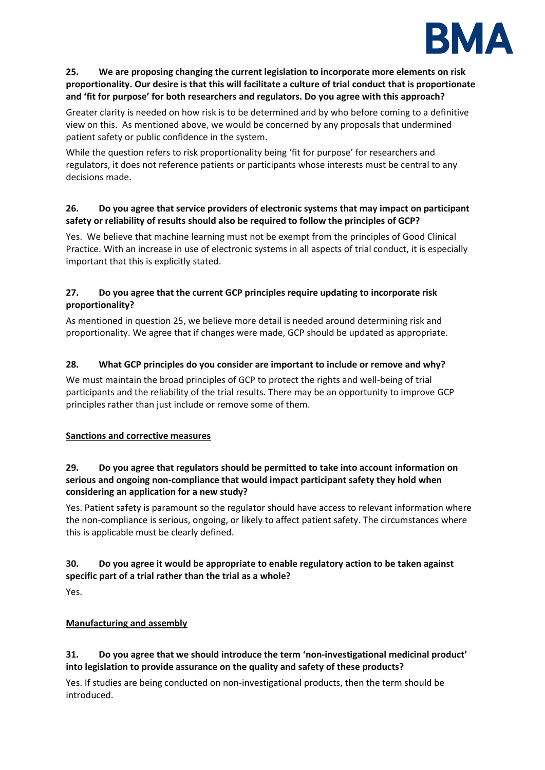**25. We are proposing changing the current legislation to incorporate more elements on risk proportionality. Our desire is that this will facilitate a culture of trial conduct that is proportionate and 'fit for purpose' for both researchers and regulators. Do you agree with this approach?**

Greater clarity is needed on how risk is to be determined and by who before coming to a definitive view on this. As mentioned above, we would be concerned by any proposals that undermined patient safety or public confidence in the system.

While the question refers to risk proportionality being 'fit for purpose' for researchers and regulators, it does not reference patients or participants whose interests must be central to any decisions made.

**26. Do you agree that service providers of electronic systems that may impact on participant safety or reliability of results should also be required to follow the principles of GCP?**

Yes. We believe that machine learning must not be exempt from the principles of Good Clinical Practice. With an increase in use of electronic systems in all aspects of trial conduct, it is especially important that this is explicitly stated.

**27. Do you agree that the current GCP principles require updating to incorporate risk proportionality?**

As mentioned in question 25, we believe more detail is needed around determining risk and proportionality. We agree that if changes were made, GCP should be updated as appropriate.

**28. What GCP principles do you consider are important to include or remove and why?**

We must maintain the broad principles of GCP to protect the rights and well-being of trial participants and the reliability of the trial results. There may be an opportunity to improve GCP principles rather than just include or remove some of them.

<u>**Sanctions and corrective measures**</u>

**29. Do you agree that regulators should be permitted to take into account information on serious and ongoing non-compliance that would impact participant safety they hold when considering an application for a new study?**

Yes. Patient safety is paramount so the regulator should have access to relevant information where the non-compliance is serious, ongoing, or likely to affect patient safety. The circumstances where this is applicable must be clearly defined.

**30. Do you agree it would be appropriate to enable regulatory action to be taken against specific part of a trial rather than the trial as a whole?**

Yes.

<u>**Manufacturing and assembly**</u>

**31. Do you agree that we should introduce the term 'non-investigational medicinal product' into legislation to provide assurance on the quality and safety of these products?**

Yes. If studies are being conducted on non-investigational products, then the term should be introduced.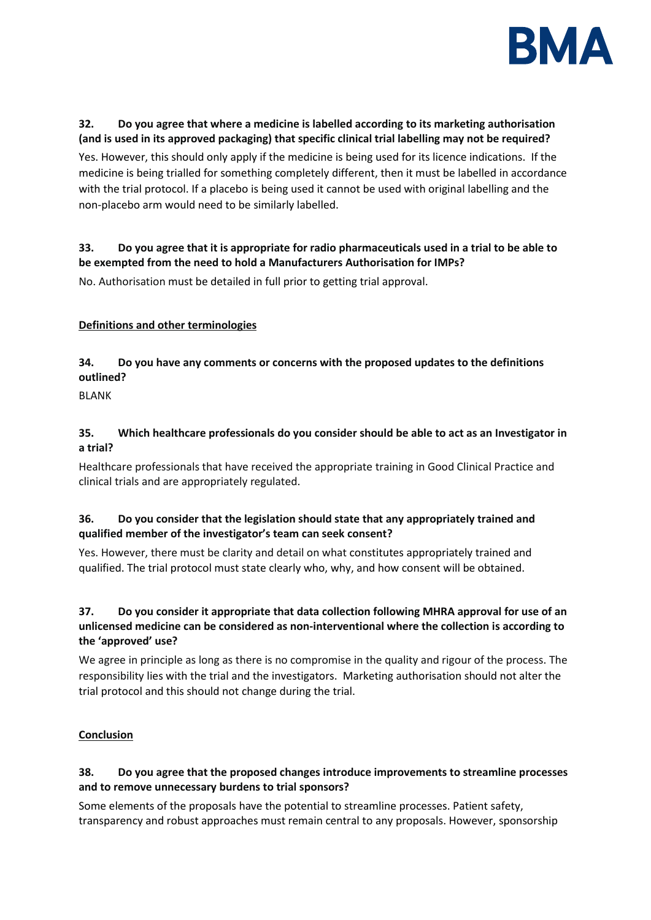**32. Do you agree that where a medicine is labelled according to its marketing authorisation (and is used in its approved packaging) that specific clinical trial labelling may not be required?**

Yes. However, this should only apply if the medicine is being used for its licence indications. If the medicine is being trialled for something completely different, then it must be labelled in accordance with the trial protocol. If a placebo is being used it cannot be used with original labelling and the non-placebo arm would need to be similarly labelled.

**33. Do you agree that it is appropriate for radio pharmaceuticals used in a trial to be able to be exempted from the need to hold a Manufacturers Authorisation for IMPs?**

No. Authorisation must be detailed in full prior to getting trial approval.

**Definitions and other terminologies**

**34. Do you have any comments or concerns with the proposed updates to the definitions outlined?**

BLANK

**35. Which healthcare professionals do you consider should be able to act as an Investigator in a trial?**

Healthcare professionals that have received the appropriate training in Good Clinical Practice and clinical trials and are appropriately regulated.

**36. Do you consider that the legislation should state that any appropriately trained and qualified member of the investigator's team can seek consent?**

Yes. However, there must be clarity and detail on what constitutes appropriately trained and qualified. The trial protocol must state clearly who, why, and how consent will be obtained.

**37. Do you consider it appropriate that data collection following MHRA approval for use of an unlicensed medicine can be considered as non-interventional where the collection is according to the 'approved' use?**

We agree in principle as long as there is no compromise in the quality and rigour of the process. The responsibility lies with the trial and the investigators. Marketing authorisation should not alter the trial protocol and this should not change during the trial.

**Conclusion**

**38. Do you agree that the proposed changes introduce improvements to streamline processes and to remove unnecessary burdens to trial sponsors?**

Some elements of the proposals have the potential to streamline processes. Patient safety, transparency and robust approaches must remain central to any proposals. However, sponsorship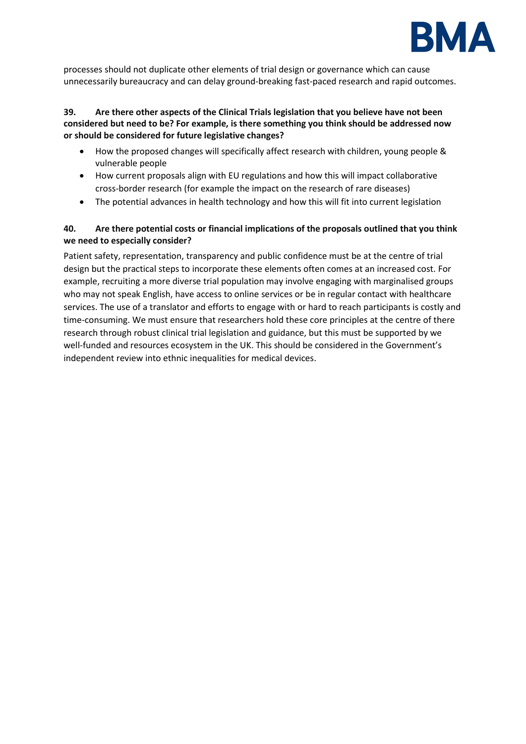processes should not duplicate other elements of trial design or governance which can cause unnecessarily bureaucracy and can delay ground-breaking fast-paced research and rapid outcomes.

**39. Are there other aspects of the Clinical Trials legislation that you believe have not been considered but need to be? For example, is there something you think should be addressed now or should be considered for future legislative changes?**

- How the proposed changes will specifically affect research with children, young people & vulnerable people
- How current proposals align with EU regulations and how this will impact collaborative cross-border research (for example the impact on the research of rare diseases)
- The potential advances in health technology and how this will fit into current legislation

**40. Are there potential costs or financial implications of the proposals outlined that you think we need to especially consider?**

Patient safety, representation, transparency and public confidence must be at the centre of trial design but the practical steps to incorporate these elements often comes at an increased cost. For example, recruiting a more diverse trial population may involve engaging with marginalised groups who may not speak English, have access to online services or be in regular contact with healthcare services. The use of a translator and efforts to engage with or hard to reach participants is costly and time-consuming. We must ensure that researchers hold these core principles at the centre of there research through robust clinical trial legislation and guidance, but this must be supported by we well-funded and resources ecosystem in the UK. This should be considered in the Government's independent review into ethnic inequalities for medical devices.